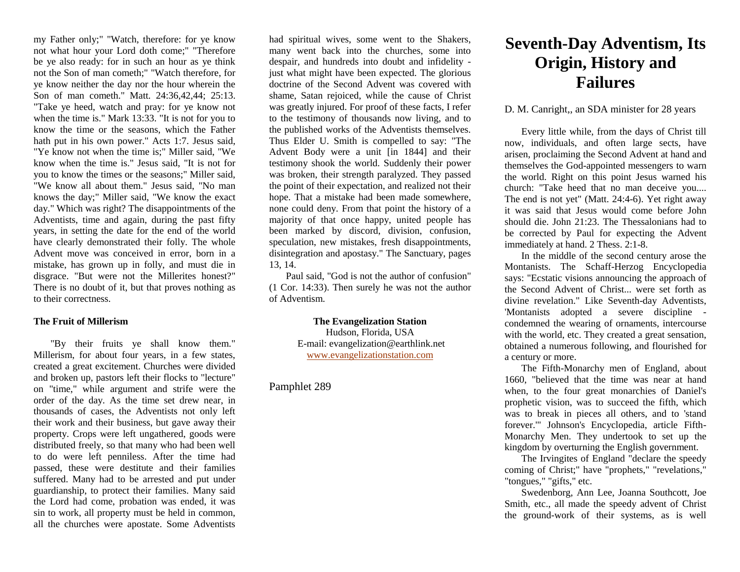my Father only;" "Watch, therefore: for ye know not what hour your Lord doth come;" "Therefore be ye also ready: for in such an hour as ye think not the Son of man cometh;" "Watch therefore, for ye know neither the day nor the hour wherein the Son of man cometh." Matt. 24:36,42,44; 25:13. "Take ye heed, watch and pray: for ye know not when the time is." Mark 13:33. "It is not for you to know the time or the seasons, which the Father hath put in his own power." Acts 1:7. Jesus said, "Ye know not when the time is;" Miller said, "We know when the time is." Jesus said, "It is not for you to know the times or the seasons;" Miller said, "We know all about them." Jesus said, "No man knows the day;" Miller said, "We know the exact day." Which was right? The disappointments of the Adventists, time and again, during the past fifty years, in setting the date for the end of the world have clearly demonstrated their folly. The whole Advent move was conceived in error, born in a mistake, has grown up in folly, and must die in disgrace. "But were not the Millerites honest?" There is no doubt of it, but that proves nothing as to their correctness.

**The Fruit of Millerism**

"By their fruits ye shall know them." Millerism, for about four years, in a few states, created a great excitement. Churches were divided and broken up, pastors left their flocks to "lecture" on "time," while argument and strife were the order of the day. As the time set drew near, in thousands of cases, the Adventists not only left their work and their business, but gave away their property. Crops were left ungathered, goods were distributed freely, so that many who had been well to do were left penniless. After the time had passed, these were destitute and their families suffered. Many had to be arrested and put under guardianship, to protect their families. Many said the Lord had come, probation was ended, it was sin to work, all property must be held in common, all the churches were apostate. Some Adventists had spiritual wives, some went to the Shakers, many went back into the churches, some into despair, and hundreds into doubt and infidelity - just what might have been expected. The glorious doctrine of the Second Advent was covered with shame, Satan rejoiced, while the cause of Christ was greatly injured. For proof of these facts, I refer to the testimony of thousands now living, and to the published works of the Adventists themselves. Thus Elder U. Smith is compelled to say: "The Advent Body were a unit [in 1844] and their testimony shook the world. Suddenly their power was broken, their strength paralyzed. They passed the point of their expectation, and realized not their hope. That a mistake had been made somewhere, none could deny. From that point the history of a majority of that once happy, united people has been marked by discord, division, confusion, speculation, new mistakes, fresh disappointments, disintegration and apostasy." The Sanctuary, pages 13, 14.

Paul said, "God is not the author of confusion" (1 Cor. 14:33). Then surely he was not the author of Adventism.

**The Evangelization Station**
Hudson, Florida, USA
E-mail: evangelization@earthlink.net
www.evangelizationstation.com

Pamphlet 289

# Seventh-Day Adventism, Its Origin, History and Failures

D. M. Canright,, an SDA minister for 28 years

Every little while, from the days of Christ till now, individuals, and often large sects, have arisen, proclaiming the Second Advent at hand and themselves the God-appointed messengers to warn the world. Right on this point Jesus warned his church: "Take heed that no man deceive you.... The end is not yet" (Matt. 24:4-6). Yet right away it was said that Jesus would come before John should die. John 21:23. The Thessalonians had to be corrected by Paul for expecting the Advent immediately at hand. 2 Thess. 2:1-8.

In the middle of the second century arose the Montanists. The Schaff-Herzog Encyclopedia says: "Ecstatic visions announcing the approach of the Second Advent of Christ... were set forth as divine revelation." Like Seventh-day Adventists, 'Montanists adopted a severe discipline - condemned the wearing of ornaments, intercourse with the world, etc. They created a great sensation, obtained a numerous following, and flourished for a century or more.

The Fifth-Monarchy men of England, about 1660, "believed that the time was near at hand when, to the four great monarchies of Daniel's prophetic vision, was to succeed the fifth, which was to break in pieces all others, and to 'stand forever.'" Johnson's Encyclopedia, article Fifth-Monarchy Men. They undertook to set up the kingdom by overturning the English government.

The Irvingites of England "declare the speedy coming of Christ;" have "prophets," "revelations," "tongues," "gifts," etc.

Swedenborg, Ann Lee, Joanna Southcott, Joe Smith, etc., all made the speedy advent of Christ the ground-work of their systems, as is well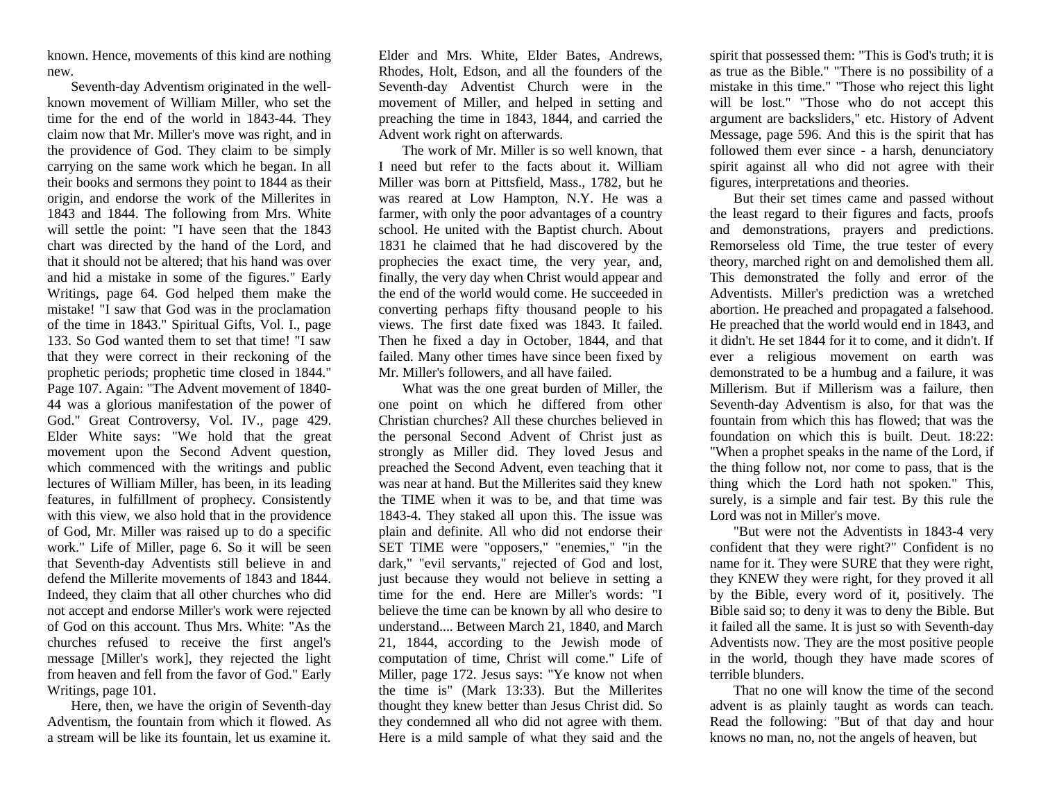known. Hence, movements of this kind are nothing new.

Seventh-day Adventism originated in the well-known movement of William Miller, who set the time for the end of the world in 1843-44. They claim now that Mr. Miller's move was right, and in the providence of God. They claim to be simply carrying on the same work which he began. In all their books and sermons they point to 1844 as their origin, and endorse the work of the Millerites in 1843 and 1844. The following from Mrs. White will settle the point: "I have seen that the 1843 chart was directed by the hand of the Lord, and that it should not be altered; that his hand was over and hid a mistake in some of the figures." Early Writings, page 64. God helped them make the mistake! "I saw that God was in the proclamation of the time in 1843." Spiritual Gifts, Vol. I., page 133. So God wanted them to set that time! "I saw that they were correct in their reckoning of the prophetic periods; prophetic time closed in 1844." Page 107. Again: "The Advent movement of 1840-44 was a glorious manifestation of the power of God." Great Controversy, Vol. IV., page 429. Elder White says: "We hold that the great movement upon the Second Advent question, which commenced with the writings and public lectures of William Miller, has been, in its leading features, in fulfillment of prophecy. Consistently with this view, we also hold that in the providence of God, Mr. Miller was raised up to do a specific work." Life of Miller, page 6. So it will be seen that Seventh-day Adventists still believe in and defend the Millerite movements of 1843 and 1844. Indeed, they claim that all other churches who did not accept and endorse Miller's work were rejected of God on this account. Thus Mrs. White: "As the churches refused to receive the first angel's message [Miller's work], they rejected the light from heaven and fell from the favor of God." Early Writings, page 101.

Here, then, we have the origin of Seventh-day Adventism, the fountain from which it flowed. As a stream will be like its fountain, let us examine it. Elder and Mrs. White, Elder Bates, Andrews, Rhodes, Holt, Edson, and all the founders of the Seventh-day Adventist Church were in the movement of Miller, and helped in setting and preaching the time in 1843, 1844, and carried the Advent work right on afterwards.

The work of Mr. Miller is so well known, that I need but refer to the facts about it. William Miller was born at Pittsfield, Mass., 1782, but he was reared at Low Hampton, N.Y. He was a farmer, with only the poor advantages of a country school. He united with the Baptist church. About 1831 he claimed that he had discovered by the prophecies the exact time, the very year, and, finally, the very day when Christ would appear and the end of the world would come. He succeeded in converting perhaps fifty thousand people to his views. The first date fixed was 1843. It failed. Then he fixed a day in October, 1844, and that failed. Many other times have since been fixed by Mr. Miller's followers, and all have failed.

What was the one great burden of Miller, the one point on which he differed from other Christian churches? All these churches believed in the personal Second Advent of Christ just as strongly as Miller did. They loved Jesus and preached the Second Advent, even teaching that it was near at hand. But the Millerites said they knew the TIME when it was to be, and that time was 1843-4. They staked all upon this. The issue was plain and definite. All who did not endorse their SET TIME were "opposers," "enemies," "in the dark," "evil servants," rejected of God and lost, just because they would not believe in setting a time for the end. Here are Miller's words: "I believe the time can be known by all who desire to understand.... Between March 21, 1840, and March 21, 1844, according to the Jewish mode of computation of time, Christ will come." Life of Miller, page 172. Jesus says: "Ye know not when the time is" (Mark 13:33). But the Millerites thought they knew better than Jesus Christ did. So they condemned all who did not agree with them. Here is a mild sample of what they said and the spirit that possessed them: "This is God's truth; it is as true as the Bible." "There is no possibility of a mistake in this time." "Those who reject this light will be lost." "Those who do not accept this argument are backsliders," etc. History of Advent Message, page 596. And this is the spirit that has followed them ever since - a harsh, denunciatory spirit against all who did not agree with their figures, interpretations and theories.

But their set times came and passed without the least regard to their figures and facts, proofs and demonstrations, prayers and predictions. Remorseless old Time, the true tester of every theory, marched right on and demolished them all. This demonstrated the folly and error of the Adventists. Miller's prediction was a wretched abortion. He preached and propagated a falsehood. He preached that the world would end in 1843, and it didn't. He set 1844 for it to come, and it didn't. If ever a religious movement on earth was demonstrated to be a humbug and a failure, it was Millerism. But if Millerism was a failure, then Seventh-day Adventism is also, for that was the fountain from which this has flowed; that was the foundation on which this is built. Deut. 18:22: "When a prophet speaks in the name of the Lord, if the thing follow not, nor come to pass, that is the thing which the Lord hath not spoken." This, surely, is a simple and fair test. By this rule the Lord was not in Miller's move.

"But were not the Adventists in 1843-4 very confident that they were right?" Confident is no name for it. They were SURE that they were right, they KNEW they were right, for they proved it all by the Bible, every word of it, positively. The Bible said so; to deny it was to deny the Bible. But it failed all the same. It is just so with Seventh-day Adventists now. They are the most positive people in the world, though they have made scores of terrible blunders.

That no one will know the time of the second advent is as plainly taught as words can teach. Read the following: "But of that day and hour knows no man, no, not the angels of heaven, but